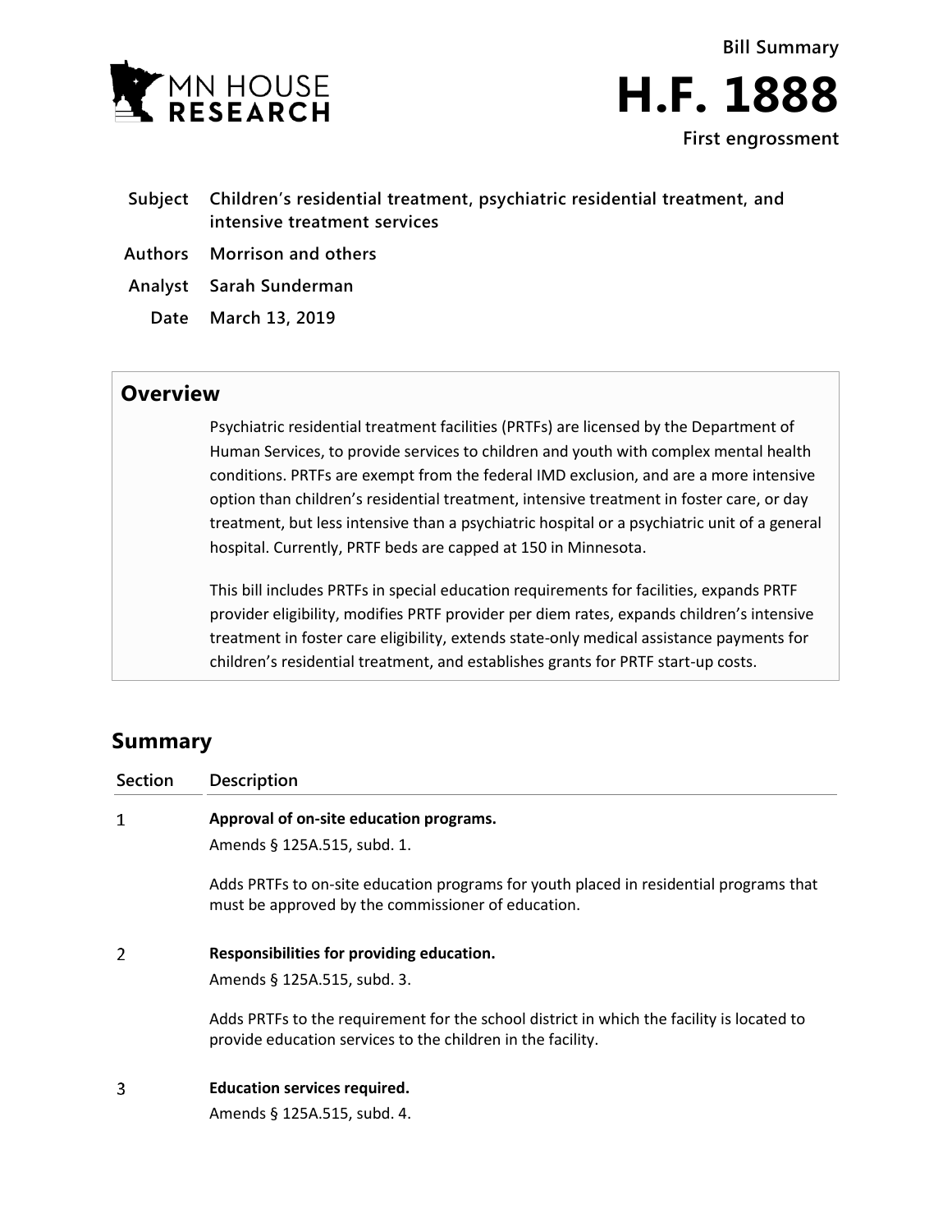MN HOUSE RESEARCH

Bill Summary

# H.F. 1888

**First engrossment**

| | |
|---|---|
| **Subject** | **Children's residential treatment, psychiatric residential treatment, and intensive treatment services** |
| **Authors** | **Morrison and others** |
| **Analyst** | **Sarah Sunderman** |
| **Date** | **March 13, 2019** |

## Overview

Psychiatric residential treatment facilities (PRTFs) are licensed by the Department of Human Services, to provide services to children and youth with complex mental health conditions. PRTFs are exempt from the federal IMD exclusion, and are a more intensive option than children's residential treatment, intensive treatment in foster care, or day treatment, but less intensive than a psychiatric hospital or a psychiatric unit of a general hospital. Currently, PRTF beds are capped at 150 in Minnesota.

This bill includes PRTFs in special education requirements for facilities, expands PRTF provider eligibility, modifies PRTF provider per diem rates, expands children's intensive treatment in foster care eligibility, extends state-only medical assistance payments for children's residential treatment, and establishes grants for PRTF start-up costs.

## Summary

| Section | Description |
|---|---|
| 1 | **Approval of on-site education programs.**<br>Amends § 125A.515, subd. 1.<br><br>Adds PRTFs to on-site education programs for youth placed in residential programs that must be approved by the commissioner of education. |
| 2 | **Responsibilities for providing education.**<br>Amends § 125A.515, subd. 3.<br><br>Adds PRTFs to the requirement for the school district in which the facility is located to provide education services to the children in the facility. |
| 3 | **Education services required.**<br>Amends § 125A.515, subd. 4. |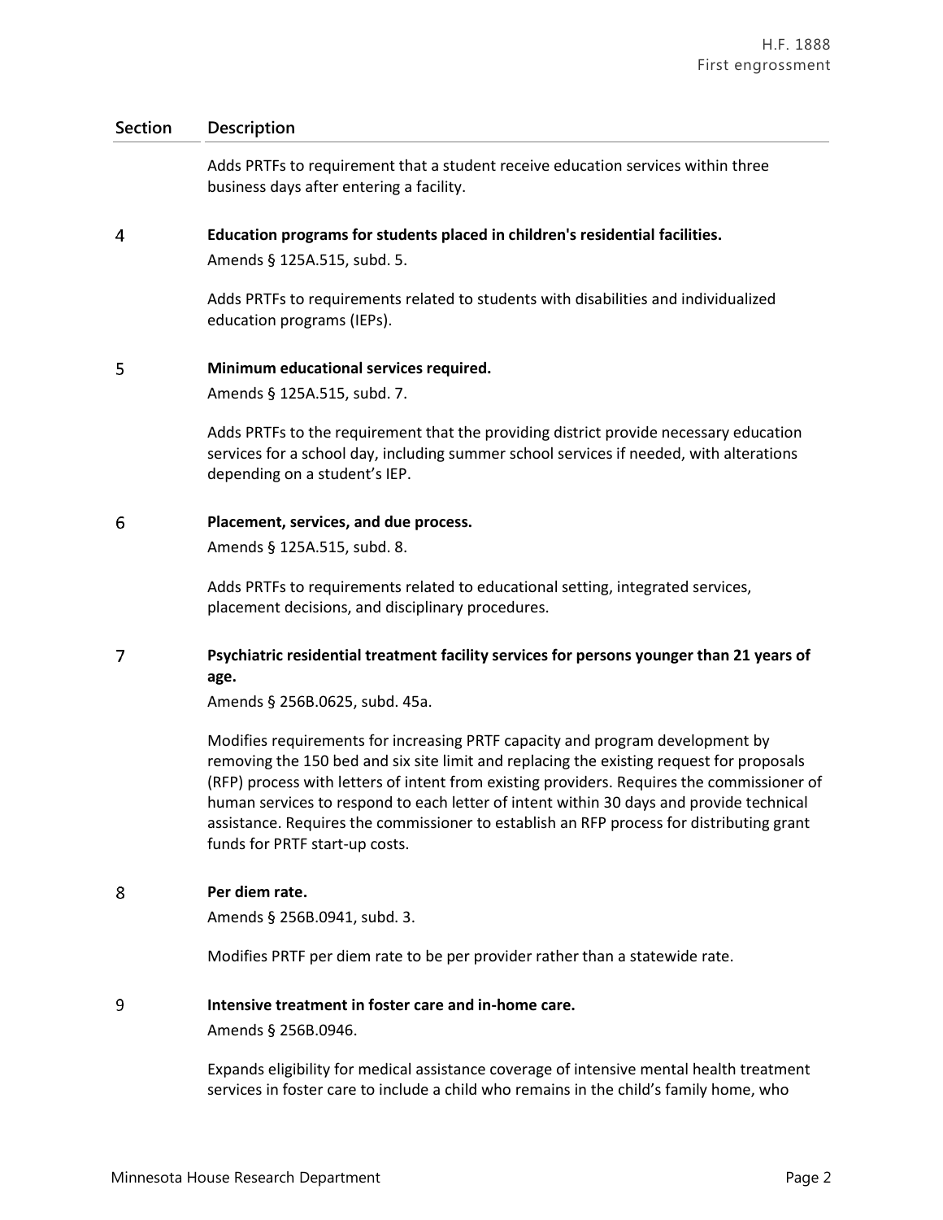| Section | Description |
|---|---|
| | Adds PRTFs to requirement that a student receive education services within three business days after entering a facility. |
| 4 | **Education programs for students placed in children's residential facilities.**<br>Amends § 125A.515, subd. 5.<br><br>Adds PRTFs to requirements related to students with disabilities and individualized education programs (IEPs). |
| 5 | **Minimum educational services required.**<br>Amends § 125A.515, subd. 7.<br><br>Adds PRTFs to the requirement that the providing district provide necessary education services for a school day, including summer school services if needed, with alterations depending on a student's IEP. |
| 6 | **Placement, services, and due process.**<br>Amends § 125A.515, subd. 8.<br><br>Adds PRTFs to requirements related to educational setting, integrated services, placement decisions, and disciplinary procedures. |
| 7 | **Psychiatric residential treatment facility services for persons younger than 21 years of age.**<br>Amends § 256B.0625, subd. 45a.<br><br>Modifies requirements for increasing PRTF capacity and program development by removing the 150 bed and six site limit and replacing the existing request for proposals (RFP) process with letters of intent from existing providers. Requires the commissioner of human services to respond to each letter of intent within 30 days and provide technical assistance. Requires the commissioner to establish an RFP process for distributing grant funds for PRTF start-up costs. |
| 8 | **Per diem rate.**<br>Amends § 256B.0941, subd. 3.<br><br>Modifies PRTF per diem rate to be per provider rather than a statewide rate. |
| 9 | **Intensive treatment in foster care and in-home care.**<br>Amends § 256B.0946.<br><br>Expands eligibility for medical assistance coverage of intensive mental health treatment services in foster care to include a child who remains in the child's family home, who |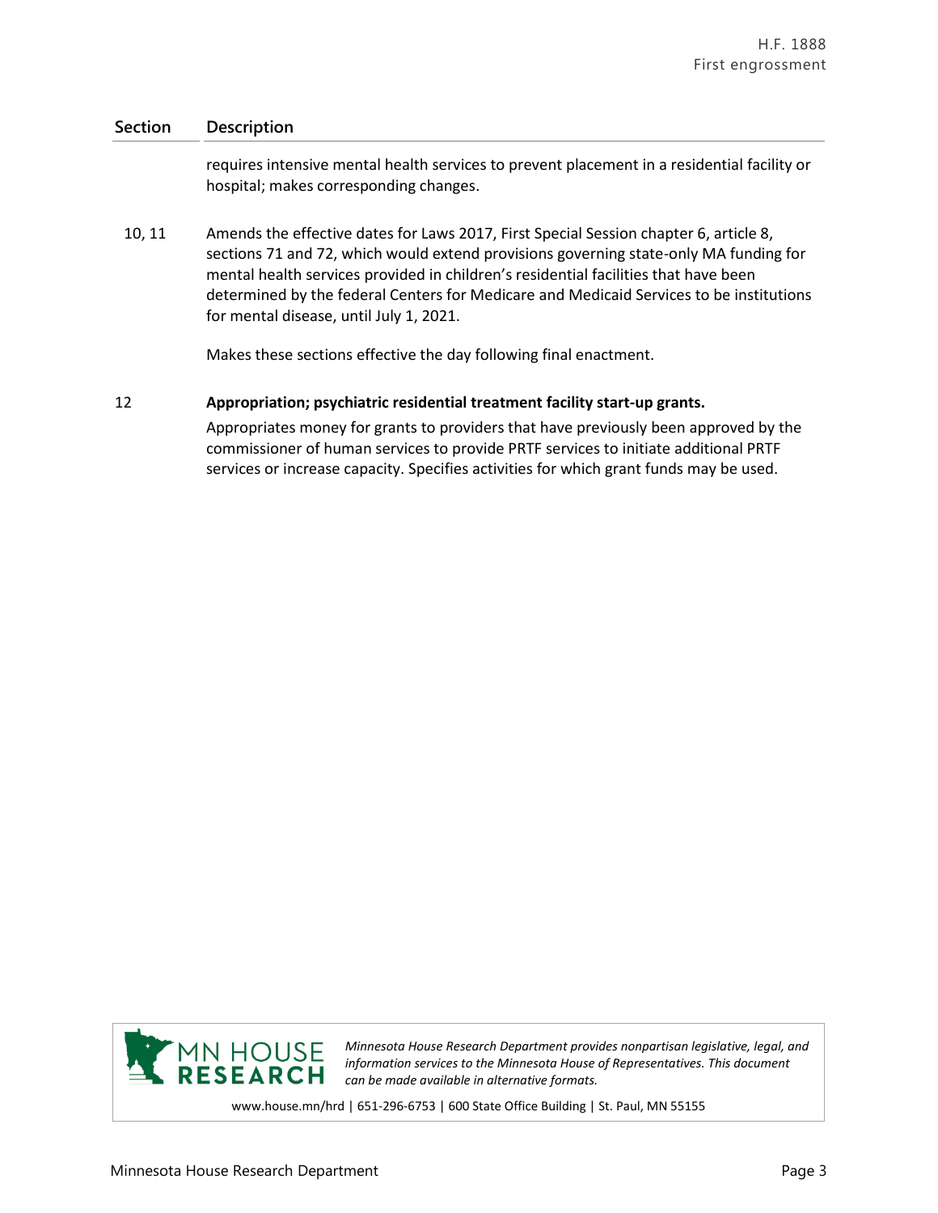| Section | Description |
|---|---|
| | requires intensive mental health services to prevent placement in a residential facility or hospital; makes corresponding changes. |
| 10, 11 | Amends the effective dates for Laws 2017, First Special Session chapter 6, article 8, sections 71 and 72, which would extend provisions governing state-only MA funding for mental health services provided in children's residential facilities that have been determined by the federal Centers for Medicare and Medicaid Services to be institutions for mental disease, until July 1, 2021.<br><br>Makes these sections effective the day following final enactment. |
| 12 | **Appropriation; psychiatric residential treatment facility start-up grants.**<br>Appropriates money for grants to providers that have previously been approved by the commissioner of human services to provide PRTF services to initiate additional PRTF services or increase capacity. Specifies activities for which grant funds may be used. |

MN HOUSE RESEARCH

*Minnesota House Research Department provides nonpartisan legislative, legal, and information services to the Minnesota House of Representatives. This document can be made available in alternative formats.*

www.house.mn/hrd | 651-296-6753 | 600 State Office Building | St. Paul, MN 55155